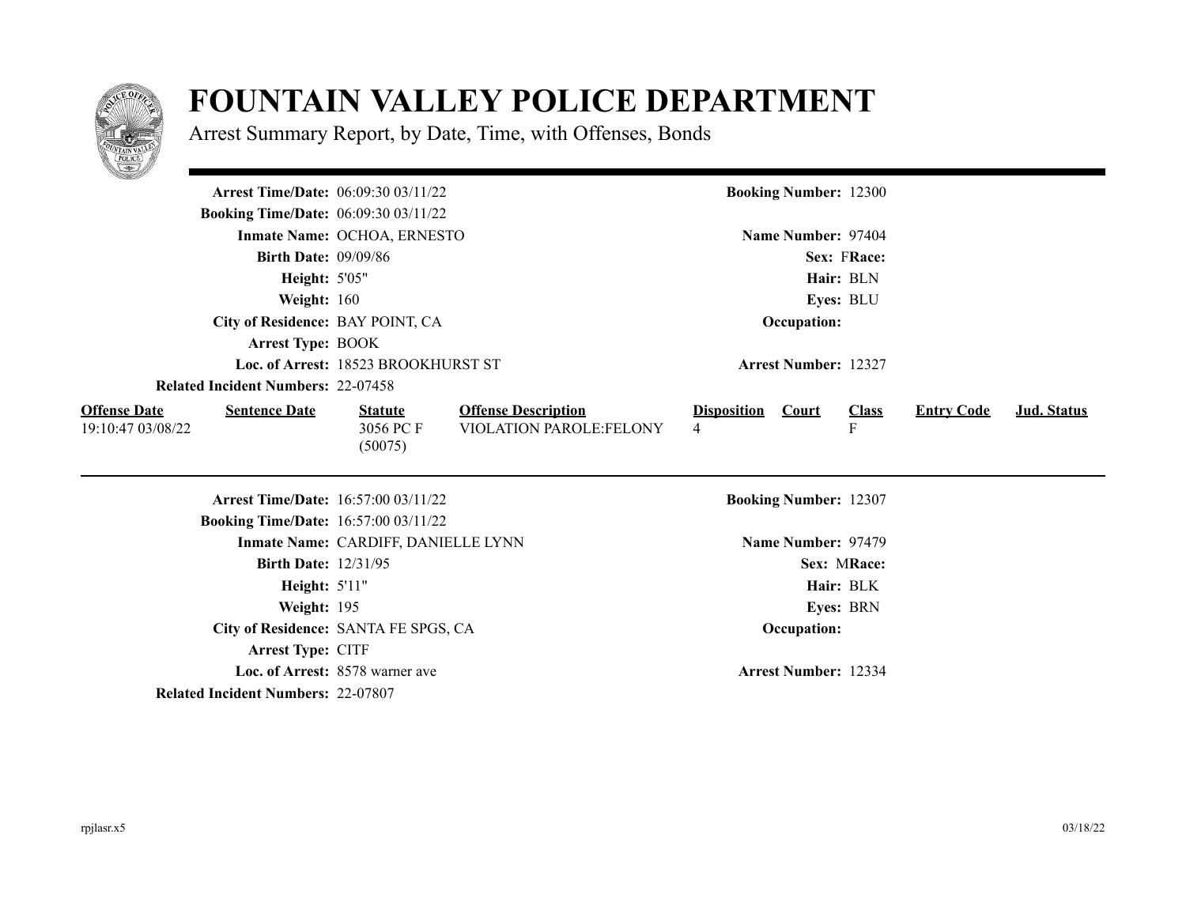# FOUNTAIN VALLEY POLICE DEPARTMENT

Arrest Summary Report, by Date, Time, with Offenses, Bonds

**Arrest Time/Date:** 06:09:30 03/11/22
**Booking Number:** 12300
**Booking Time/Date:** 06:09:30 03/11/22
**Inmate Name:** OCHOA, ERNESTO
**Name Number:** 97404
**Birth Date:** 09/09/86
**Sex:** F **Race:**
**Height:** 5'05"
**Hair:** BLN
**Weight:** 160
**Eyes:** BLU
**City of Residence:** BAY POINT, CA
**Occupation:**
**Arrest Type:** BOOK
**Loc. of Arrest:** 18523 BROOKHURST ST
**Arrest Number:** 12327
**Related Incident Numbers:** 22-07458

| Offense Date | Sentence Date | Statute | Offense Description | Disposition | Court | Class | Entry Code | Jud. Status |
|---|---|---|---|---|---|---|---|---|
| 19:10:47 03/08/22 | | 3056 PC F (50075) | VIOLATION PAROLE:FELONY | 4 | | F | | |

---

**Arrest Time/Date:** 16:57:00 03/11/22
**Booking Number:** 12307
**Booking Time/Date:** 16:57:00 03/11/22
**Inmate Name:** CARDIFF, DANIELLE LYNN
**Name Number:** 97479
**Birth Date:** 12/31/95
**Sex:** M **Race:**
**Height:** 5'11"
**Hair:** BLK
**Weight:** 195
**Eyes:** BRN
**City of Residence:** SANTA FE SPGS, CA
**Occupation:**
**Arrest Type:** CITF
**Loc. of Arrest:** 8578 warner ave
**Arrest Number:** 12334
**Related Incident Numbers:** 22-07807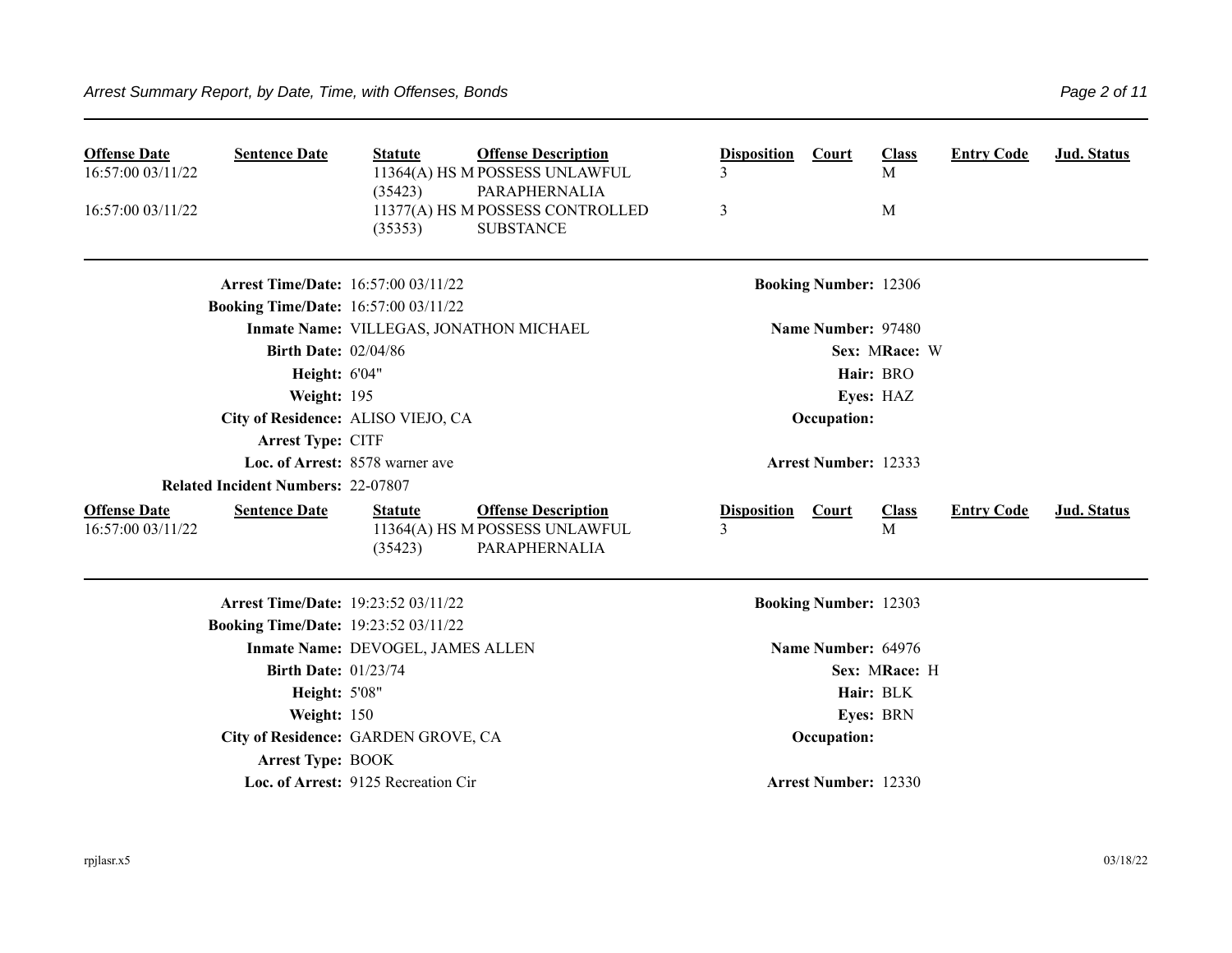| Offense Date | Sentence Date | Statute | Offense Description | Disposition | Court | Class | Entry Code | Jud. Status |
|---|---|---|---|---|---|---|---|---|
| 16:57:00 03/11/22 | | 11364(A) HS M (35423) | POSSESS UNLAWFUL PARAPHERNALIA | 3 | | M | | |
| 16:57:00 03/11/22 | | 11377(A) HS M (35353) | POSSESS CONTROLLED SUBSTANCE | 3 | | M | | |

---

**Arrest Time/Date:** 16:57:00 03/11/22
**Booking Time/Date:** 16:57:00 03/11/22
**Inmate Name:** VILLEGAS, JONATHON MICHAEL
**Birth Date:** 02/04/86
**Height:** 6'04"
**Weight:** 195
**City of Residence:** ALISO VIEJO, CA
**Arrest Type:** CITF
**Loc. of Arrest:** 8578 warner ave
**Related Incident Numbers:** 22-07807

**Booking Number:** 12306
**Name Number:** 97480
**Sex:** M **Race:** W
**Hair:** BRO
**Eyes:** HAZ
**Occupation:**
**Arrest Number:** 12333

| Offense Date | Sentence Date | Statute | Offense Description | Disposition | Court | Class | Entry Code | Jud. Status |
|---|---|---|---|---|---|---|---|---|
| 16:57:00 03/11/22 | | 11364(A) HS M (35423) | POSSESS UNLAWFUL PARAPHERNALIA | 3 | | M | | |

---

**Arrest Time/Date:** 19:23:52 03/11/22
**Booking Time/Date:** 19:23:52 03/11/22
**Inmate Name:** DEVOGEL, JAMES ALLEN
**Birth Date:** 01/23/74
**Height:** 5'08"
**Weight:** 150
**City of Residence:** GARDEN GROVE, CA
**Arrest Type:** BOOK
**Loc. of Arrest:** 9125 Recreation Cir

**Booking Number:** 12303
**Name Number:** 64976
**Sex:** M **Race:** H
**Hair:** BLK
**Eyes:** BRN
**Occupation:**
**Arrest Number:** 12330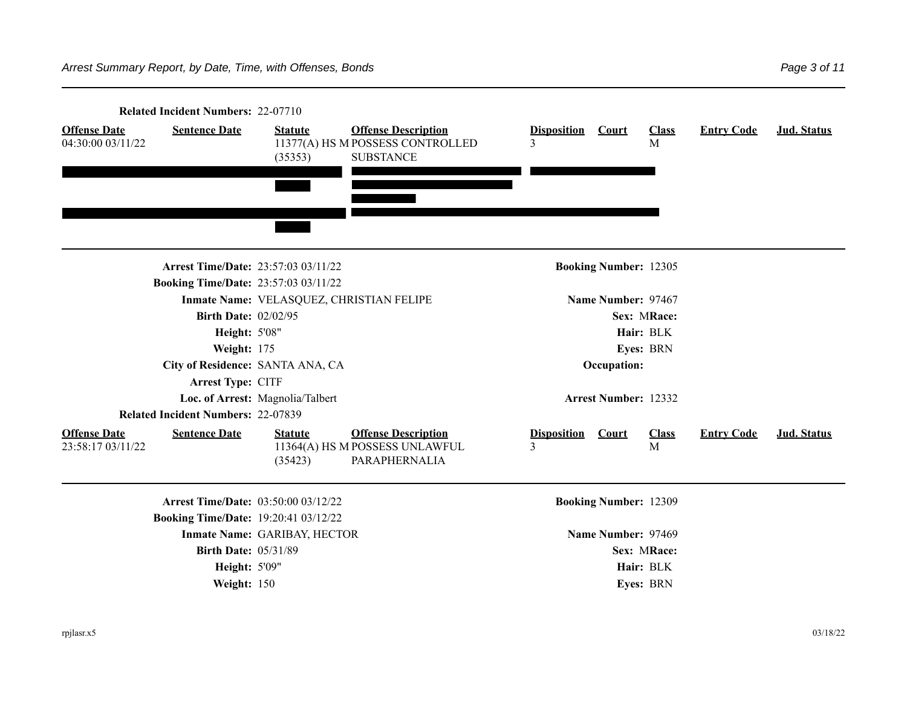**Related Incident Numbers:** 22-07710

| Offense Date | Sentence Date | Statute | Offense Description | Disposition | Court | Class | Entry Code | Jud. Status |
|---|---|---|---|---|---|---|---|---|
| 04:30:00 03/11/22 | | 11377(A) HS M (35353) | POSSESS CONTROLLED SUBSTANCE | 3 | | M | | |

---

**Arrest Time/Date:** 23:57:03 03/11/22 **Booking Number:** 12305

**Booking Time/Date:** 23:57:03 03/11/22

**Inmate Name:** VELASQUEZ, CHRISTIAN FELIPE **Name Number:** 97467

**Birth Date:** 02/02/95 **Sex:** M **Race:**

**Height:** 5'08" **Hair:** BLK

**Weight:** 175 **Eyes:** BRN

**City of Residence:** SANTA ANA, CA **Occupation:**

**Arrest Type:** CITF

**Loc. of Arrest:** Magnolia/Talbert **Arrest Number:** 12332

**Related Incident Numbers:** 22-07839

| Offense Date | Sentence Date | Statute | Offense Description | Disposition | Court | Class | Entry Code | Jud. Status |
|---|---|---|---|---|---|---|---|---|
| 23:58:17 03/11/22 | | 11364(A) HS M (35423) | POSSESS UNLAWFUL PARAPHERNALIA | 3 | | M | | |

---

**Arrest Time/Date:** 03:50:00 03/12/22 **Booking Number:** 12309

**Booking Time/Date:** 19:20:41 03/12/22

**Inmate Name:** GARIBAY, HECTOR **Name Number:** 97469

**Birth Date:** 05/31/89 **Sex:** M **Race:**

**Height:** 5'09" **Hair:** BLK

**Weight:** 150 **Eyes:** BRN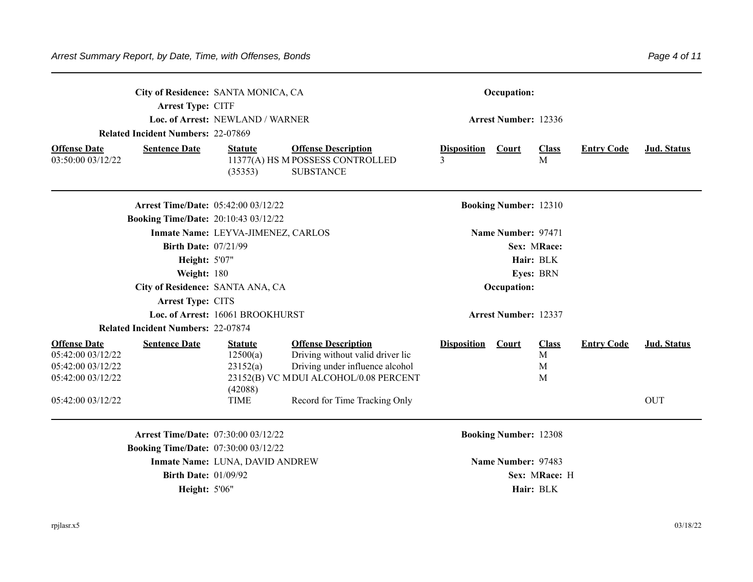**City of Residence:** SANTA MONICA, CA **Occupation:**

**Arrest Type:** CITF

**Loc. of Arrest:** NEWLAND / WARNER **Arrest Number:** 12336

**Related Incident Numbers:** 22-07869

| Offense Date | Sentence Date | Statute | Offense Description | Disposition | Court | Class | Entry Code | Jud. Status |
|---|---|---|---|---|---|---|---|---|
| 03:50:00 03/12/22 | | 11377(A) HS M (35353) | POSSESS CONTROLLED SUBSTANCE | 3 | | M | | |

---

**Arrest Time/Date:** 05:42:00 03/12/22 **Booking Number:** 12310

**Booking Time/Date:** 20:10:43 03/12/22

**Inmate Name:** LEYVA-JIMENEZ, CARLOS **Name Number:** 97471

**Birth Date:** 07/21/99 **Sex:** M **Race:**

**Height:** 5'07" **Hair:** BLK

**Weight:** 180 **Eyes:** BRN

**City of Residence:** SANTA ANA, CA **Occupation:**

**Arrest Type:** CITS

**Loc. of Arrest:** 16061 BROOKHURST **Arrest Number:** 12337

**Related Incident Numbers:** 22-07874

| Offense Date | Sentence Date | Statute | Offense Description | Disposition | Court | Class | Entry Code | Jud. Status |
|---|---|---|---|---|---|---|---|---|
| 05:42:00 03/12/22 | | 12500(a) | Driving without valid driver lic | | | M | | |
| 05:42:00 03/12/22 | | 23152(a) | Driving under influence alcohol | | | M | | |
| 05:42:00 03/12/22 | | 23152(B) VC M (42088) | DUI ALCOHOL/0.08 PERCENT | | | M | | |
| 05:42:00 03/12/22 | | TIME | Record for Time Tracking Only | | | | | OUT |

---

**Arrest Time/Date:** 07:30:00 03/12/22 **Booking Number:** 12308

**Booking Time/Date:** 07:30:00 03/12/22

**Inmate Name:** LUNA, DAVID ANDREW **Name Number:** 97483

**Birth Date:** 01/09/92 **Sex:** M **Race:** H

**Height:** 5'06" **Hair:** BLK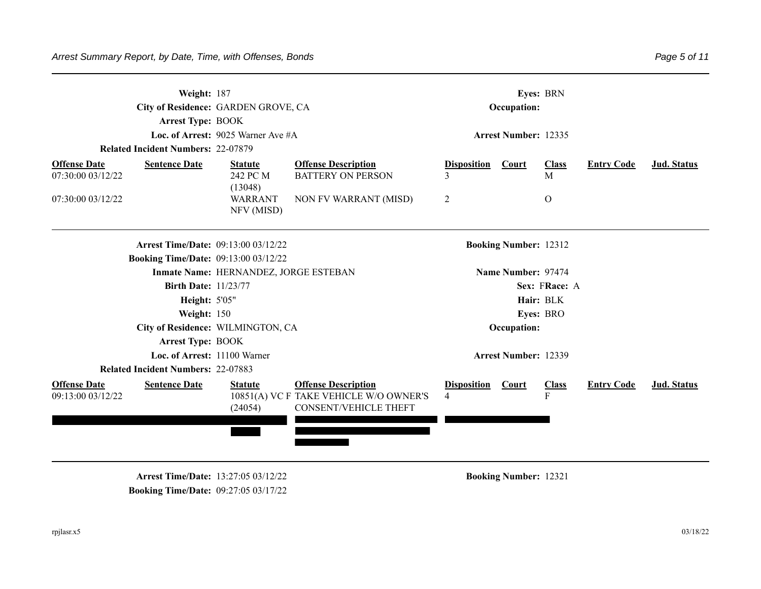**Weight:** 187 **Eyes:** BRN

**City of Residence:** GARDEN GROVE, CA **Occupation:**

**Arrest Type:** BOOK

**Loc. of Arrest:** 9025 Warner Ave #A **Arrest Number:** 12335

**Related Incident Numbers:** 22-07879

| Offense Date | Sentence Date | Statute | Offense Description | Disposition | Court | Class | Entry Code | Jud. Status |
|---|---|---|---|---|---|---|---|---|
| 07:30:00 03/12/22 | | 242 PC M (13048) | BATTERY ON PERSON | 3 | | M | | |
| 07:30:00 03/12/22 | | WARRANT NFV (MISD) | NON FV WARRANT (MISD) | 2 | | O | | |

---

**Arrest Time/Date:** 09:13:00 03/12/22 **Booking Number:** 12312

**Booking Time/Date:** 09:13:00 03/12/22

**Inmate Name:** HERNANDEZ, JORGE ESTEBAN **Name Number:** 97474

**Birth Date:** 11/23/77 **Sex:** F **Race:** A

**Height:** 5'05" **Hair:** BLK

**Weight:** 150 **Eyes:** BRO

**City of Residence:** WILMINGTON, CA **Occupation:**

**Arrest Type:** BOOK

**Loc. of Arrest:** 11100 Warner **Arrest Number:** 12339

**Related Incident Numbers:** 22-07883

| Offense Date | Sentence Date | Statute | Offense Description | Disposition | Court | Class | Entry Code | Jud. Status |
|---|---|---|---|---|---|---|---|---|
| 09:13:00 03/12/22 | | 10851(A) VC F (24054) | TAKE VEHICLE W/O OWNER'S CONSENT/VEHICLE THEFT | 4 | | F | | |

---

**Arrest Time/Date:** 13:27:05 03/12/22 **Booking Number:** 12321

**Booking Time/Date:** 09:27:05 03/17/22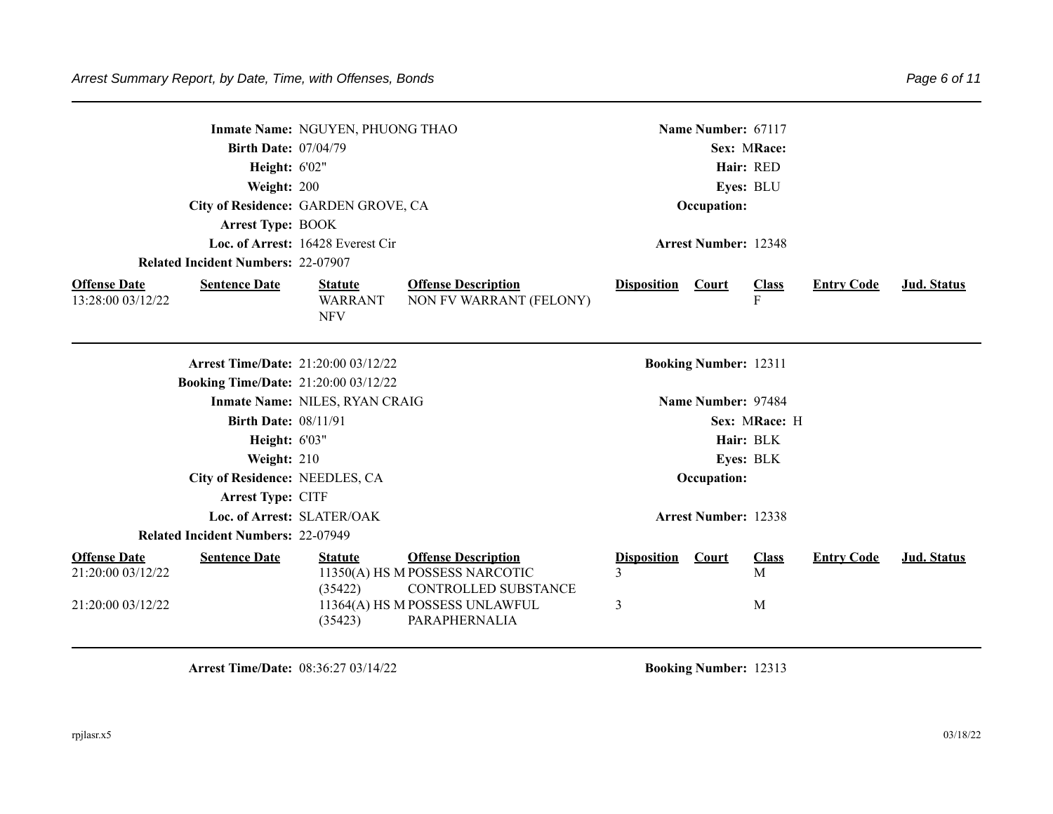**Inmate Name:** NGUYEN, PHUONG THAO | **Name Number:** 67117
**Birth Date:** 07/04/79 | **Sex:** M **Race:**
**Height:** 6'02" | **Hair:** RED
**Weight:** 200 | **Eyes:** BLU
**City of Residence:** GARDEN GROVE, CA | **Occupation:**
**Arrest Type:** BOOK
**Loc. of Arrest:** 16428 Everest Cir | **Arrest Number:** 12348
**Related Incident Numbers:** 22-07907

| Offense Date | Sentence Date | Statute | Offense Description | Disposition | Court | Class | Entry Code | Jud. Status |
|---|---|---|---|---|---|---|---|---|
| 13:28:00 03/12/22 | | WARRANT NFV | NON FV WARRANT (FELONY) | | | F | | |

---

**Arrest Time/Date:** 21:20:00 03/12/22 | **Booking Number:** 12311
**Booking Time/Date:** 21:20:00 03/12/22
**Inmate Name:** NILES, RYAN CRAIG | **Name Number:** 97484
**Birth Date:** 08/11/91 | **Sex:** M **Race:** H
**Height:** 6'03" | **Hair:** BLK
**Weight:** 210 | **Eyes:** BLK
**City of Residence:** NEEDLES, CA | **Occupation:**
**Arrest Type:** CITF
**Loc. of Arrest:** SLATER/OAK | **Arrest Number:** 12338
**Related Incident Numbers:** 22-07949

| Offense Date | Sentence Date | Statute | Offense Description | Disposition | Court | Class | Entry Code | Jud. Status |
|---|---|---|---|---|---|---|---|---|
| 21:20:00 03/12/22 | | 11350(A) HS M (35422) | POSSESS NARCOTIC CONTROLLED SUBSTANCE | 3 | | M | | |
| 21:20:00 03/12/22 | | 11364(A) HS M (35423) | POSSESS UNLAWFUL PARAPHERNALIA | 3 | | M | | |

---

**Arrest Time/Date:** 08:36:27 03/14/22 | **Booking Number:** 12313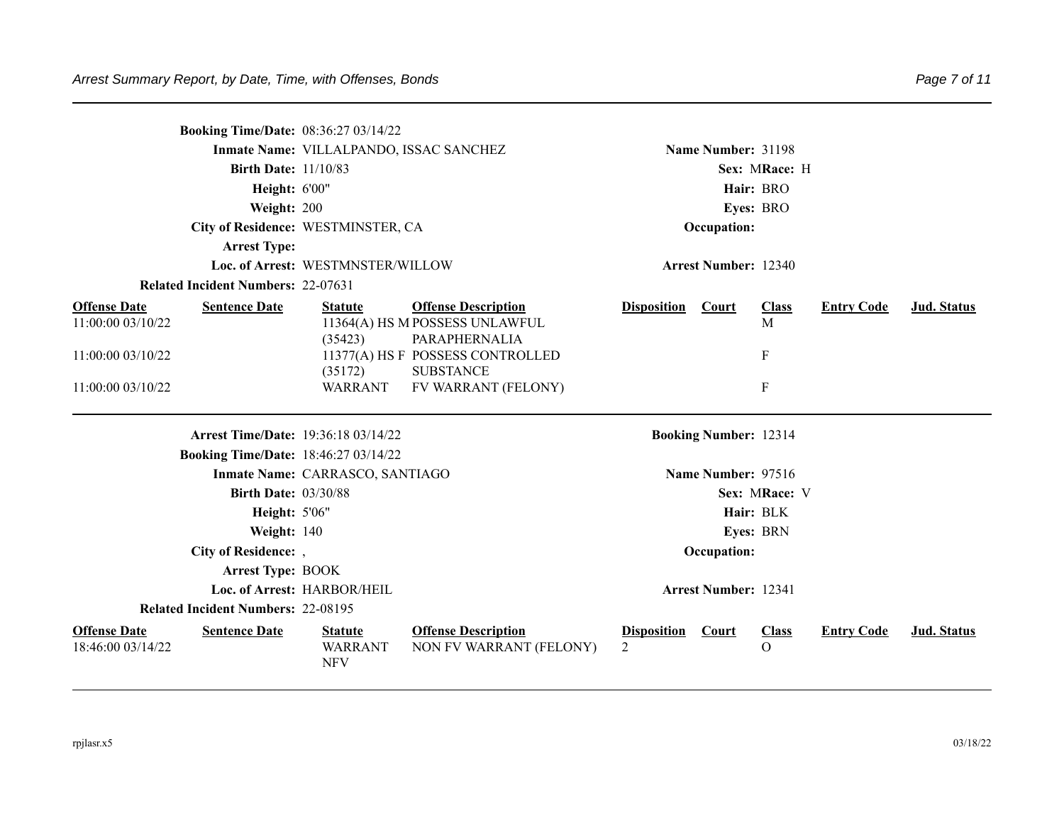**Booking Time/Date:** 08:36:27 03/14/22

**Inmate Name:** VILLALPANDO, ISSAC SANCHEZ **Name Number:** 31198

**Birth Date:** 11/10/83 **Sex:** M **Race:** H

**Height:** 6'00" **Hair:** BRO

**Weight:** 200 **Eyes:** BRO

**City of Residence:** WESTMINSTER, CA **Occupation:**

**Arrest Type:**

**Loc. of Arrest:** WESTMNSTER/WILLOW **Arrest Number:** 12340

**Related Incident Numbers:** 22-07631

| Offense Date | Sentence Date | Statute | Offense Description | Disposition | Court | Class | Entry Code | Jud. Status |
|---|---|---|---|---|---|---|---|---|
| 11:00:00 03/10/22 | | 11364(A) HS M (35423) | POSSESS UNLAWFUL PARAPHERNALIA | | | M | | |
| 11:00:00 03/10/22 | | 11377(A) HS F (35172) | POSSESS CONTROLLED SUBSTANCE | | | F | | |
| 11:00:00 03/10/22 | | WARRANT | FV WARRANT (FELONY) | | | F | | |

---

**Arrest Time/Date:** 19:36:18 03/14/22 **Booking Number:** 12314

**Booking Time/Date:** 18:46:27 03/14/22

**Inmate Name:** CARRASCO, SANTIAGO **Name Number:** 97516

**Birth Date:** 03/30/88 **Sex:** M **Race:** V

**Height:** 5'06" **Hair:** BLK

**Weight:** 140 **Eyes:** BRN

**City of Residence:** , **Occupation:**

**Arrest Type:** BOOK

**Loc. of Arrest:** HARBOR/HEIL **Arrest Number:** 12341

**Related Incident Numbers:** 22-08195

| Offense Date | Sentence Date | Statute | Offense Description | Disposition | Court | Class | Entry Code | Jud. Status |
|---|---|---|---|---|---|---|---|---|
| 18:46:00 03/14/22 | | WARRANT NFV | NON FV WARRANT (FELONY) | 2 | | O | | |

rpjlasr.x5 03/18/22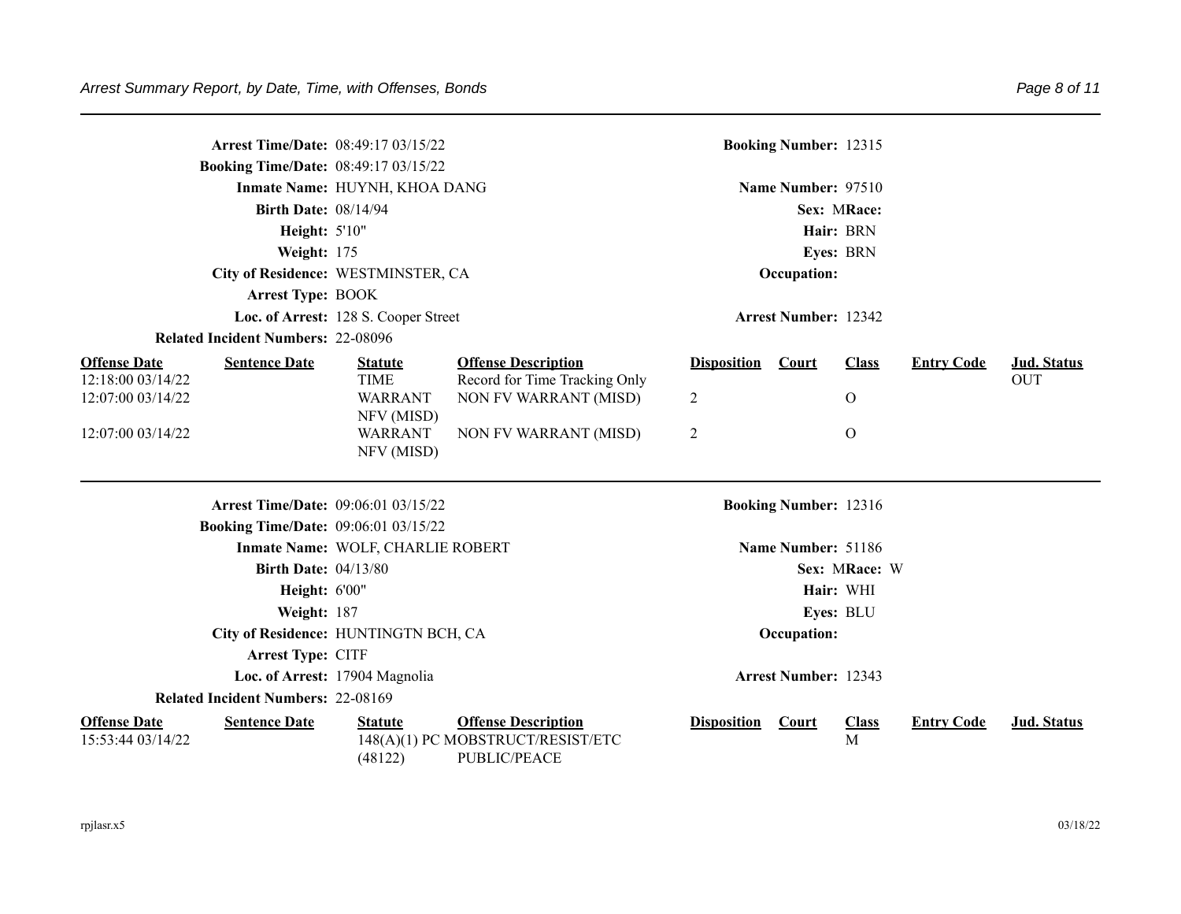**Arrest Time/Date:** 08:49:17 03/15/22 **Booking Number:** 12315
**Booking Time/Date:** 08:49:17 03/15/22
**Inmate Name:** HUYNH, KHOA DANG **Name Number:** 97510
**Birth Date:** 08/14/94 **Sex:** M **Race:**
**Height:** 5'10" **Hair:** BRN
**Weight:** 175 **Eyes:** BRN
**City of Residence:** WESTMINSTER, CA **Occupation:**
**Arrest Type:** BOOK
**Loc. of Arrest:** 128 S. Cooper Street **Arrest Number:** 12342
**Related Incident Numbers:** 22-08096

| Offense Date | Sentence Date | Statute | Offense Description | Disposition | Court | Class | Entry Code | Jud. Status |
|---|---|---|---|---|---|---|---|---|
| 12:18:00 03/14/22 | | TIME | Record for Time Tracking Only | | | | | OUT |
| 12:07:00 03/14/22 | | WARRANT NFV (MISD) | NON FV WARRANT (MISD) | 2 | | O | | |
| 12:07:00 03/14/22 | | WARRANT NFV (MISD) | NON FV WARRANT (MISD) | 2 | | O | | |

---

**Arrest Time/Date:** 09:06:01 03/15/22 **Booking Number:** 12316
**Booking Time/Date:** 09:06:01 03/15/22
**Inmate Name:** WOLF, CHARLIE ROBERT **Name Number:** 51186
**Birth Date:** 04/13/80 **Sex:** M **Race:** W
**Height:** 6'00" **Hair:** WHI
**Weight:** 187 **Eyes:** BLU
**City of Residence:** HUNTINGTN BCH, CA **Occupation:**
**Arrest Type:** CITF
**Loc. of Arrest:** 17904 Magnolia **Arrest Number:** 12343
**Related Incident Numbers:** 22-08169

| Offense Date | Sentence Date | Statute | Offense Description | Disposition | Court | Class | Entry Code | Jud. Status |
|---|---|---|---|---|---|---|---|---|
| 15:53:44 03/14/22 | | 148(A)(1) PC (48122) | MOBSTRUCT/RESIST/ETC PUBLIC/PEACE | | | M | | |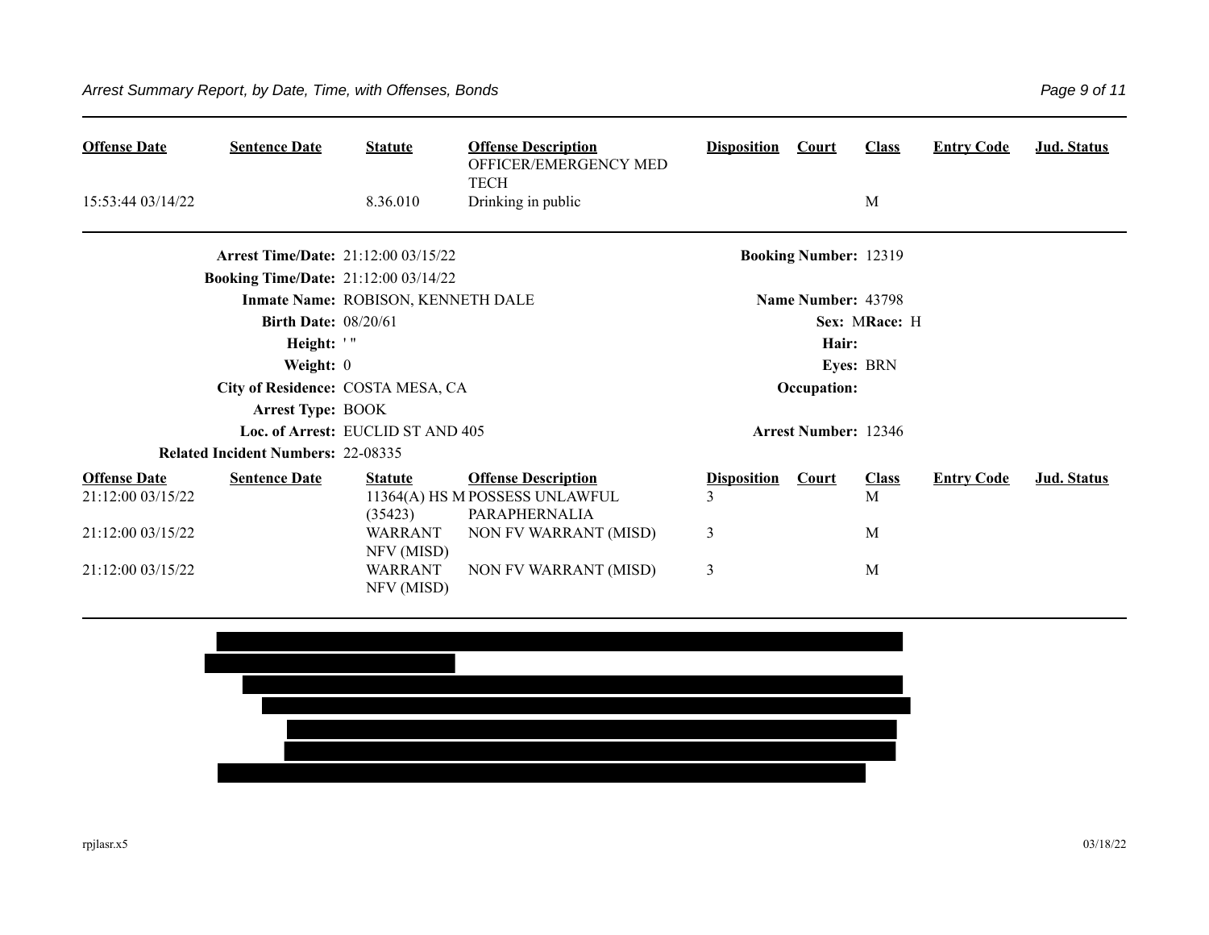| Offense Date | Sentence Date | Statute | Offense Description | Disposition | Court | Class | Entry Code | Jud. Status |
|---|---|---|---|---|---|---|---|---|
| | | | OFFICER/EMERGENCY MED TECH | | | | | |
| 15:53:44 03/14/22 | | 8.36.010 | Drinking in public | | | M | | |

---

**Arrest Time/Date:** 21:12:00 03/15/22 **Booking Number:** 12319

**Booking Time/Date:** 21:12:00 03/14/22

**Inmate Name:** ROBISON, KENNETH DALE **Name Number:** 43798

**Birth Date:** 08/20/61 **Sex:** M **Race:** H

**Height:** ' "  **Hair:**

**Weight:** 0 **Eyes:** BRN

**City of Residence:** COSTA MESA, CA **Occupation:**

**Arrest Type:** BOOK

**Loc. of Arrest:** EUCLID ST AND 405 **Arrest Number:** 12346

**Related Incident Numbers:** 22-08335

| Offense Date | Sentence Date | Statute | Offense Description | Disposition | Court | Class | Entry Code | Jud. Status |
|---|---|---|---|---|---|---|---|---|
| 21:12:00 03/15/22 | | 11364(A) HS M (35423) | POSSESS UNLAWFUL PARAPHERNALIA | 3 | | M | | |
| 21:12:00 03/15/22 | | WARRANT NFV (MISD) | NON FV WARRANT (MISD) | 3 | | M | | |
| 21:12:00 03/15/22 | | WARRANT NFV (MISD) | NON FV WARRANT (MISD) | 3 | | M | | |

---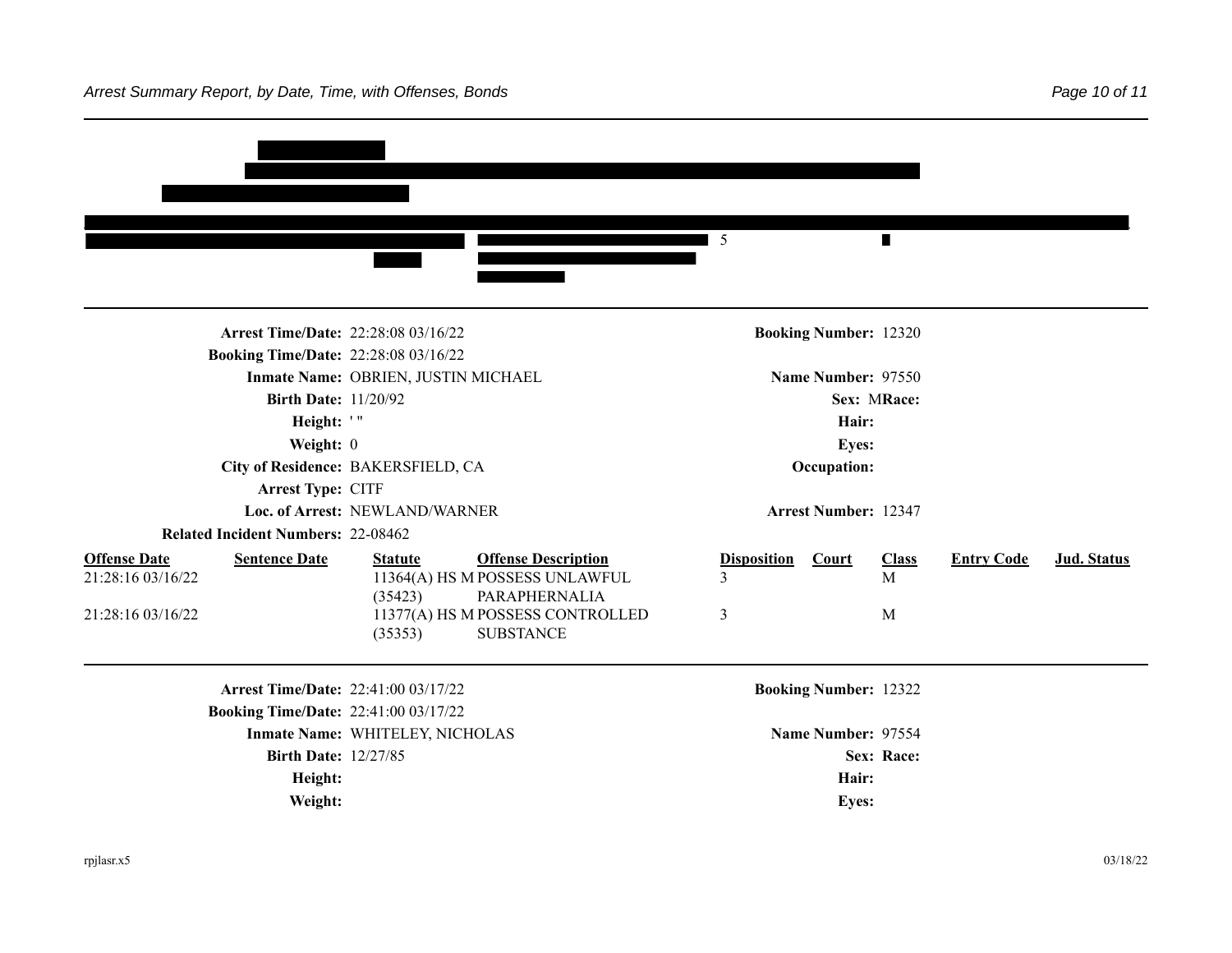5

---

**Arrest Time/Date:** 22:28:08 03/16/22 **Booking Number:** 12320
**Booking Time/Date:** 22:28:08 03/16/22
**Inmate Name:** OBRIEN, JUSTIN MICHAEL **Name Number:** 97550
**Birth Date:** 11/20/92 **Sex:** M **Race:**
**Height:** ' " **Hair:**
**Weight:** 0 **Eyes:**
**City of Residence:** BAKERSFIELD, CA **Occupation:**
**Arrest Type:** CITF
**Loc. of Arrest:** NEWLAND/WARNER **Arrest Number:** 12347
**Related Incident Numbers:** 22-08462

| Offense Date | Sentence Date | Statute | Offense Description | Disposition | Court | Class | Entry Code | Jud. Status |
|---|---|---|---|---|---|---|---|---|
| 21:28:16 03/16/22 | | 11364(A) HS M (35423) | POSSESS UNLAWFUL PARAPHERNALIA | 3 | | M | | |
| 21:28:16 03/16/22 | | 11377(A) HS M (35353) | POSSESS CONTROLLED SUBSTANCE | 3 | | M | | |

---

**Arrest Time/Date:** 22:41:00 03/17/22 **Booking Number:** 12322
**Booking Time/Date:** 22:41:00 03/17/22
**Inmate Name:** WHITELEY, NICHOLAS **Name Number:** 97554
**Birth Date:** 12/27/85 **Sex:** **Race:**
**Height:** **Hair:**
**Weight:** **Eyes:**

rpjlasr.x5 03/18/22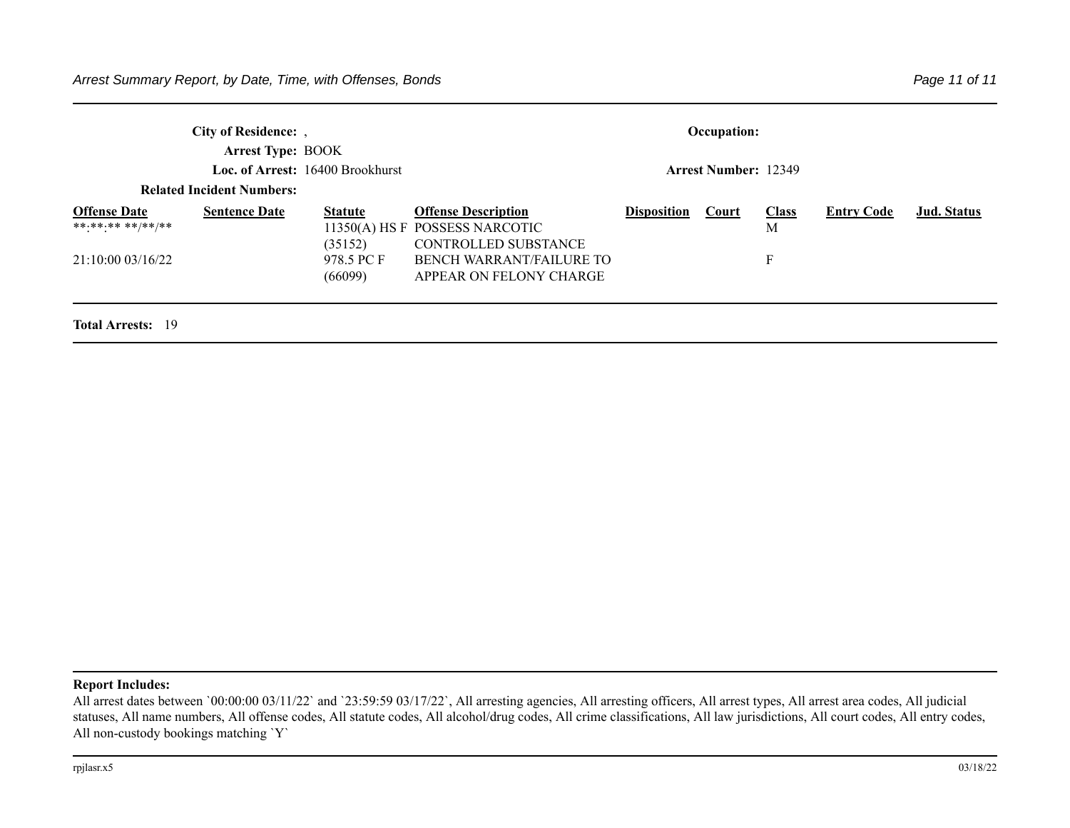**City of Residence:** ,

**Occupation:**

**Arrest Type:** BOOK

**Loc. of Arrest:** 16400 Brookhurst

**Arrest Number:** 12349

**Related Incident Numbers:**

| Offense Date | Sentence Date | Statute | Offense Description | Disposition | Court | Class | Entry Code | Jud. Status |
|---|---|---|---|---|---|---|---|---|
| **:**:** **/**/** | | 11350(A) HS F (35152) | POSSESS NARCOTIC CONTROLLED SUBSTANCE | | | M | | |
| 21:10:00 03/16/22 | | 978.5 PC F (66099) | BENCH WARRANT/FAILURE TO APPEAR ON FELONY CHARGE | | | F | | |

**Total Arrests:** 19

**Report Includes:**

All arrest dates between `00:00:00 03/11/22` and `23:59:59 03/17/22`, All arresting agencies, All arresting officers, All arrest types, All arrest area codes, All judicial statuses, All name numbers, All offense codes, All statute codes, All alcohol/drug codes, All crime classifications, All law jurisdictions, All court codes, All entry codes, All non-custody bookings matching `Y`

rpjlasr.x5

03/18/22